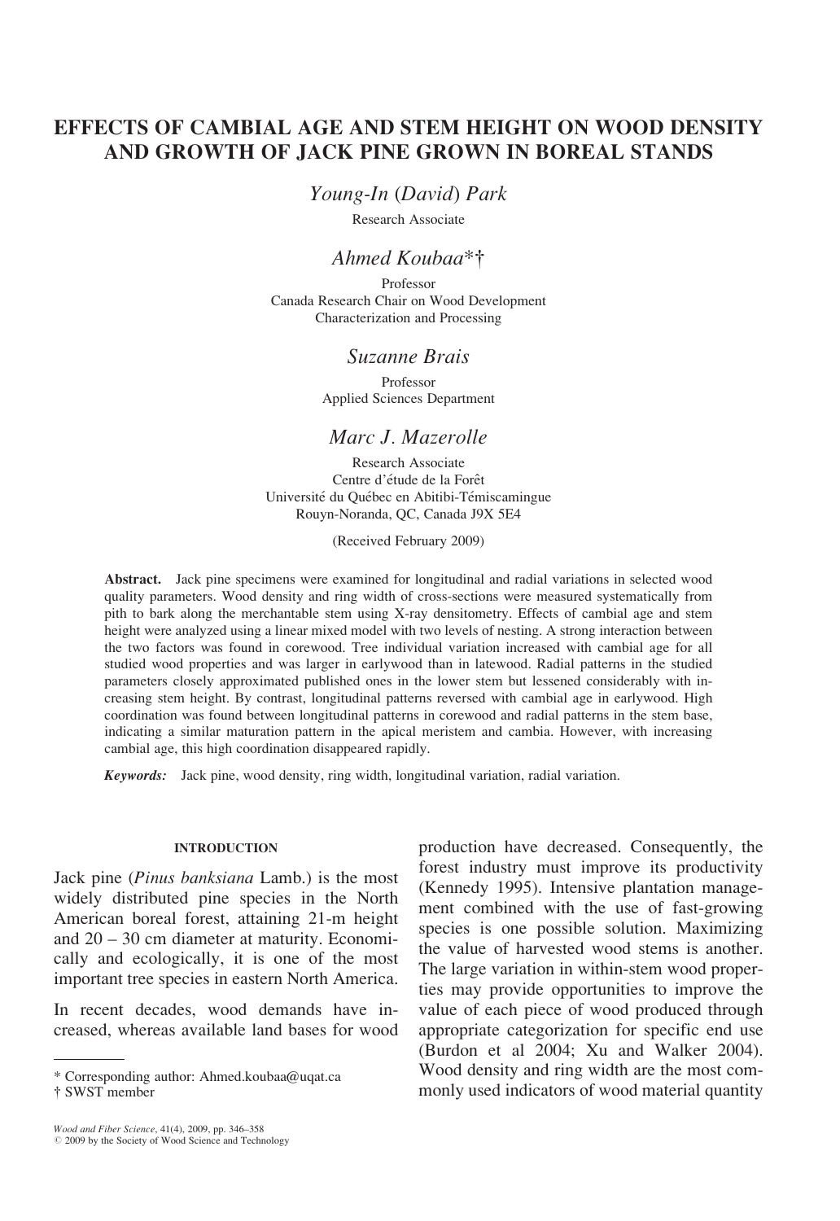# EFFECTS OF CAMBIAL AGE AND STEM HEIGHT ON WOOD DENSITY AND GROWTH OF JACK PINE GROWN IN BOREAL STANDS

*Young-In (David) Park*

Research Associate

*Ahmed Koubaa*\*†

Professor
Canada Research Chair on Wood Development
Characterization and Processing

*Suzanne Brais*

Professor
Applied Sciences Department

*Marc J. Mazerolle*

Research Associate
Centre d'étude de la Forêt
Université du Québec en Abitibi-Témiscamingue
Rouyn-Noranda, QC, Canada J9X 5E4

(Received February 2009)

**Abstract.** Jack pine specimens were examined for longitudinal and radial variations in selected wood quality parameters. Wood density and ring width of cross-sections were measured systematically from pith to bark along the merchantable stem using X-ray densitometry. Effects of cambial age and stem height were analyzed using a linear mixed model with two levels of nesting. A strong interaction between the two factors was found in corewood. Tree individual variation increased with cambial age for all studied wood properties and was larger in earlywood than in latewood. Radial patterns in the studied parameters closely approximated published ones in the lower stem but lessened considerably with increasing stem height. By contrast, longitudinal patterns reversed with cambial age in earlywood. High coordination was found between longitudinal patterns in corewood and radial patterns in the stem base, indicating a similar maturation pattern in the apical meristem and cambia. However, with increasing cambial age, this high coordination disappeared rapidly.

***Keywords:*** Jack pine, wood density, ring width, longitudinal variation, radial variation.

## INTRODUCTION

Jack pine (*Pinus banksiana* Lamb.) is the most widely distributed pine species in the North American boreal forest, attaining 21-m height and 20 – 30 cm diameter at maturity. Economically and ecologically, it is one of the most important tree species in eastern North America.

In recent decades, wood demands have increased, whereas available land bases for wood production have decreased. Consequently, the forest industry must improve its productivity (Kennedy 1995). Intensive plantation management combined with the use of fast-growing species is one possible solution. Maximizing the value of harvested wood stems is another. The large variation in within-stem wood properties may provide opportunities to improve the value of each piece of wood produced through appropriate categorization for specific end use (Burdon et al 2004; Xu and Walker 2004). Wood density and ring width are the most commonly used indicators of wood material quantity

\* Corresponding author: Ahmed.koubaa@uqat.ca
† SWST member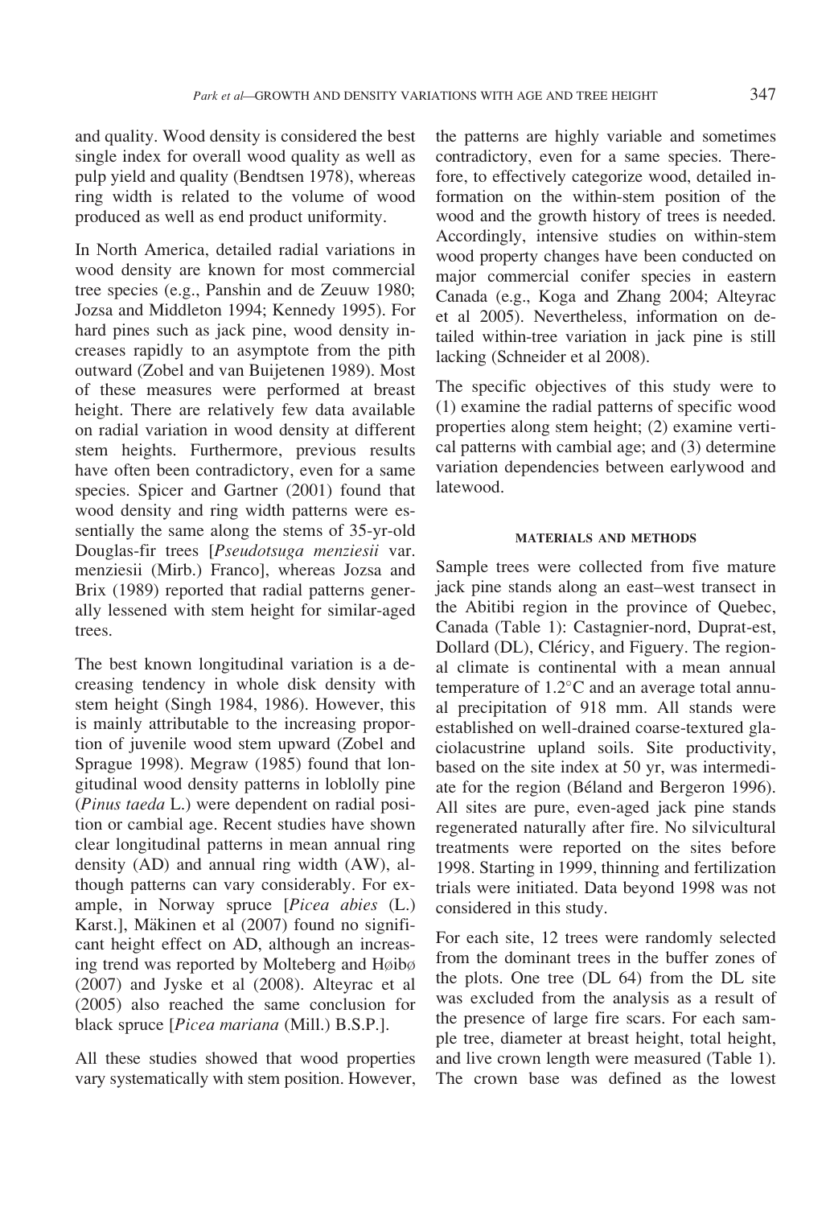and quality. Wood density is considered the best single index for overall wood quality as well as pulp yield and quality (Bendtsen 1978), whereas ring width is related to the volume of wood produced as well as end product uniformity.

In North America, detailed radial variations in wood density are known for most commercial tree species (e.g., Panshin and de Zeuuw 1980; Jozsa and Middleton 1994; Kennedy 1995). For hard pines such as jack pine, wood density increases rapidly to an asymptote from the pith outward (Zobel and van Buijetenen 1989). Most of these measures were performed at breast height. There are relatively few data available on radial variation in wood density at different stem heights. Furthermore, previous results have often been contradictory, even for a same species. Spicer and Gartner (2001) found that wood density and ring width patterns were essentially the same along the stems of 35-yr-old Douglas-fir trees [*Pseudotsuga menziesii* var. menziesii (Mirb.) Franco], whereas Jozsa and Brix (1989) reported that radial patterns generally lessened with stem height for similar-aged trees.

The best known longitudinal variation is a decreasing tendency in whole disk density with stem height (Singh 1984, 1986). However, this is mainly attributable to the increasing proportion of juvenile wood stem upward (Zobel and Sprague 1998). Megraw (1985) found that longitudinal wood density patterns in loblolly pine (*Pinus taeda* L.) were dependent on radial position or cambial age. Recent studies have shown clear longitudinal patterns in mean annual ring density (AD) and annual ring width (AW), although patterns can vary considerably. For example, in Norway spruce [*Picea abies* (L.) Karst.], Mäkinen et al (2007) found no significant height effect on AD, although an increasing trend was reported by Molteberg and Høibø (2007) and Jyske et al (2008). Alteyrac et al (2005) also reached the same conclusion for black spruce [*Picea mariana* (Mill.) B.S.P.].

All these studies showed that wood properties vary systematically with stem position. However, the patterns are highly variable and sometimes contradictory, even for a same species. Therefore, to effectively categorize wood, detailed information on the within-stem position of the wood and the growth history of trees is needed. Accordingly, intensive studies on within-stem wood property changes have been conducted on major commercial conifer species in eastern Canada (e.g., Koga and Zhang 2004; Alteyrac et al 2005). Nevertheless, information on detailed within-tree variation in jack pine is still lacking (Schneider et al 2008).

The specific objectives of this study were to (1) examine the radial patterns of specific wood properties along stem height; (2) examine vertical patterns with cambial age; and (3) determine variation dependencies between earlywood and latewood.

## MATERIALS AND METHODS

Sample trees were collected from five mature jack pine stands along an east–west transect in the Abitibi region in the province of Quebec, Canada (Table 1): Castagnier-nord, Duprat-est, Dollard (DL), Cléricy, and Figuery. The regional climate is continental with a mean annual temperature of 1.2°C and an average total annual precipitation of 918 mm. All stands were established on well-drained coarse-textured glaciolacustrine upland soils. Site productivity, based on the site index at 50 yr, was intermediate for the region (Béland and Bergeron 1996). All sites are pure, even-aged jack pine stands regenerated naturally after fire. No silvicultural treatments were reported on the sites before 1998. Starting in 1999, thinning and fertilization trials were initiated. Data beyond 1998 was not considered in this study.

For each site, 12 trees were randomly selected from the dominant trees in the buffer zones of the plots. One tree (DL 64) from the DL site was excluded from the analysis as a result of the presence of large fire scars. For each sample tree, diameter at breast height, total height, and live crown length were measured (Table 1). The crown base was defined as the lowest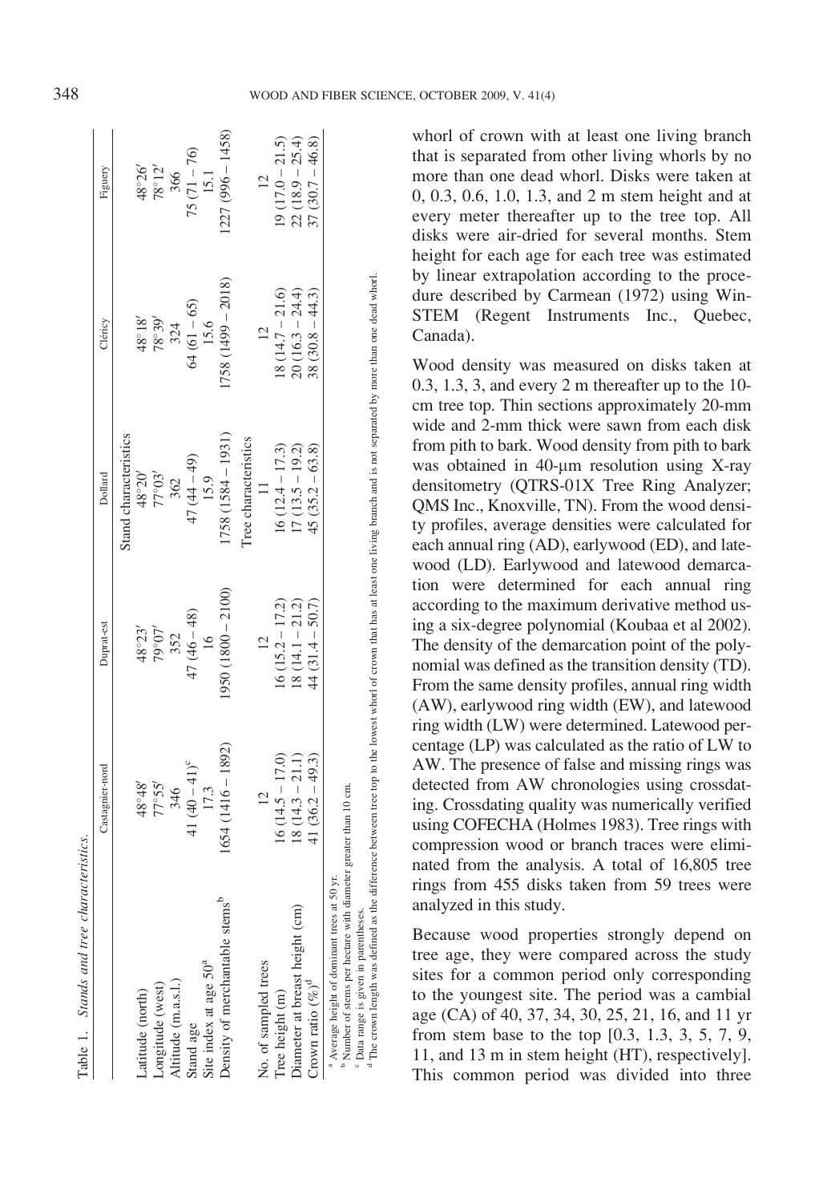Table 1. *Stands and tree characteristics.*

| | Castagnier-nord | Duprat-est | Dollard | Cléricy | Figuery |
|---|---|---|---|---|---|
| | | | Stand characteristics | | |
| Latitude (north) | 48°48′ | 48°23′ | 48°20′ | 48°18′ | 48°26′ |
| Longitude (west) | 77°55′ | 79°07′ | 77°03′ | 78°39′ | 78°12′ |
| Altitude (m.a.s.l.) | 346 | 352 | 362 | 324 | 366 |
| Stand age | 41 (40 – 41)[c] | 47 (46 – 48) | 47 (44 – 49) | 64 (61 – 65) | 75 (71 – 76) |
| Site index at age 50[a] | 17.3 | 16 | 15.9 | 15.6 | 15.1 |
| Density of merchantable stems[b] | 1654 (1416 – 1892) | 1950 (1800 – 2100) | 1758 (1584 – 1931) | 1758 (1499 – 2018) | 1227 (996 – 1458) |
| | | | Tree characteristics | | |
| No. of sampled trees | 12 | 12 | 11 | 12 | 12 |
| Tree height (m) | 16 (14.5 – 17.0) | 16 (15.2 – 17.2) | 16 (12.4 – 17.3) | 18 (14.7 – 21.6) | 19 (17.0 – 21.5) |
| Diameter at breast height (cm) | 18 (14.3 – 21.1) | 18 (14.1 – 21.2) | 17 (13.5 – 19.2) | 20 (16.3 – 24.4) | 22 (18.9 – 25.4) |
| Crown ratio (%)[d] | 41 (36.2 – 49.3) | 44 (31.4 – 50.7) | 45 (35.2 – 63.8) | 38 (30.8 – 44.3) | 37 (30.7 – 46.8) |

[a] Average height of dominant trees at 50 yr.
[b] Number of stems per hectare with diameter greater than 10 cm.
[c] Data range is given in parentheses.
[d] The crown length was defined as the difference between tree top to the lowest whorl of crown that has at least one living branch and is not separated by more than one dead whorl.

whorl of crown with at least one living branch that is separated from other living whorls by no more than one dead whorl. Disks were taken at 0, 0.3, 0.6, 1.0, 1.3, and 2 m stem height and at every meter thereafter up to the tree top. All disks were air-dried for several months. Stem height for each age for each tree was estimated by linear extrapolation according to the procedure described by Carmean (1972) using WinSTEM (Regent Instruments Inc., Quebec, Canada).

Wood density was measured on disks taken at 0.3, 1.3, 3, and every 2 m thereafter up to the 10-cm tree top. Thin sections approximately 20-mm wide and 2-mm thick were sawn from each disk from pith to bark. Wood density from pith to bark was obtained in 40-μm resolution using X-ray densitometry (QTRS-01X Tree Ring Analyzer; QMS Inc., Knoxville, TN). From the wood density profiles, average densities were calculated for each annual ring (AD), earlywood (ED), and latewood (LD). Earlywood and latewood demarcation were determined for each annual ring according to the maximum derivative method using a six-degree polynomial (Koubaa et al 2002). The density of the demarcation point of the polynomial was defined as the transition density (TD). From the same density profiles, annual ring width (AW), earlywood ring width (EW), and latewood ring width (LW) were determined. Latewood percentage (LP) was calculated as the ratio of LW to AW. The presence of false and missing rings was detected from AW chronologies using crossdating. Crossdating quality was numerically verified using COFECHA (Holmes 1983). Tree rings with compression wood or branch traces were eliminated from the analysis. A total of 16,805 tree rings from 455 disks taken from 59 trees were analyzed in this study.

Because wood properties strongly depend on tree age, they were compared across the study sites for a common period only corresponding to the youngest site. The period was a cambial age (CA) of 40, 37, 34, 30, 25, 21, 16, and 11 yr from stem base to the top [0.3, 1.3, 3, 5, 7, 9, 11, and 13 m in stem height (HT), respectively]. This common period was divided into three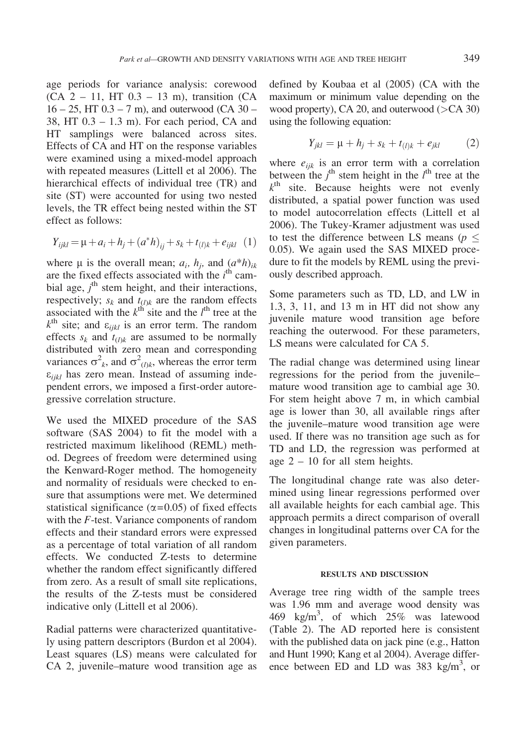age periods for variance analysis: corewood (CA 2 – 11, HT 0.3 – 13 m), transition (CA 16 – 25, HT 0.3 – 7 m), and outerwood (CA 30 – 38, HT 0.3 – 1.3 m). For each period, CA and HT samplings were balanced across sites. Effects of CA and HT on the response variables were examined using a mixed-model approach with repeated measures (Littell et al 2006). The hierarchical effects of individual tree (TR) and site (ST) were accounted for using two nested levels, the TR effect being nested within the ST effect as follows:

$$Y_{ijkl} = \mu + a_i + h_j + (a^*h)_{ij} + s_k + t_{(l)k} + e_{ijkl} \quad (1)$$

where $\mu$ is the overall mean; $a_i$, $h_j$, and $(a^*h)_{ik}$ are the fixed effects associated with the $i^{th}$ cambial age, $j^{th}$ stem height, and their interactions, respectively; $s_k$ and $t_{(l)k}$ are the random effects associated with the $k^{th}$ site and the $l^{th}$ tree at the $k^{th}$ site; and $\varepsilon_{ijkl}$ is an error term. The random effects $s_k$ and $t_{(l)k}$ are assumed to be normally distributed with zero mean and corresponding variances $\sigma^2_k$, and $\sigma^2_{(l)k}$, whereas the error term $\varepsilon_{ijkl}$ has zero mean. Instead of assuming independent errors, we imposed a first-order autoregressive correlation structure.

We used the MIXED procedure of the SAS software (SAS 2004) to fit the model with a restricted maximum likelihood (REML) method. Degrees of freedom were determined using the Kenward-Roger method. The homogeneity and normality of residuals were checked to ensure that assumptions were met. We determined statistical significance ($\alpha$=0.05) of fixed effects with the *F*-test. Variance components of random effects and their standard errors were expressed as a percentage of total variation of all random effects. We conducted Z-tests to determine whether the random effect significantly differed from zero. As a result of small site replications, the results of the Z-tests must be considered indicative only (Littell et al 2006).

Radial patterns were characterized quantitatively using pattern descriptors (Burdon et al 2004). Least squares (LS) means were calculated for CA 2, juvenile–mature wood transition age as defined by Koubaa et al (2005) (CA with the maximum or minimum value depending on the wood property), CA 20, and outerwood (>CA 30) using the following equation:

$$Y_{jkl} = \mu + h_j + s_k + t_{(l)k} + e_{jkl} \quad (2)$$

where $e_{ijk}$ is an error term with a correlation between the $j^{th}$ stem height in the $l^{th}$ tree at the $k^{th}$ site. Because heights were not evenly distributed, a spatial power function was used to model autocorrelation effects (Littell et al 2006). The Tukey-Kramer adjustment was used to test the difference between LS means ($p \leq 0.05$). We again used the SAS MIXED procedure to fit the models by REML using the previously described approach.

Some parameters such as TD, LD, and LW in 1.3, 3, 11, and 13 m in HT did not show any juvenile mature wood transition age before reaching the outerwood. For these parameters, LS means were calculated for CA 5.

The radial change was determined using linear regressions for the period from the juvenile–mature wood transition age to cambial age 30. For stem height above 7 m, in which cambial age is lower than 30, all available rings after the juvenile–mature wood transition age were used. If there was no transition age such as for TD and LD, the regression was performed at age 2 – 10 for all stem heights.

The longitudinal change rate was also determined using linear regressions performed over all available heights for each cambial age. This approach permits a direct comparison of overall changes in longitudinal patterns over CA for the given parameters.

## RESULTS AND DISCUSSION

Average tree ring width of the sample trees was 1.96 mm and average wood density was 469 kg/m$^3$, of which 25% was latewood (Table 2). The AD reported here is consistent with the published data on jack pine (e.g., Hatton and Hunt 1990; Kang et al 2004). Average difference between ED and LD was 383 kg/m$^3$, or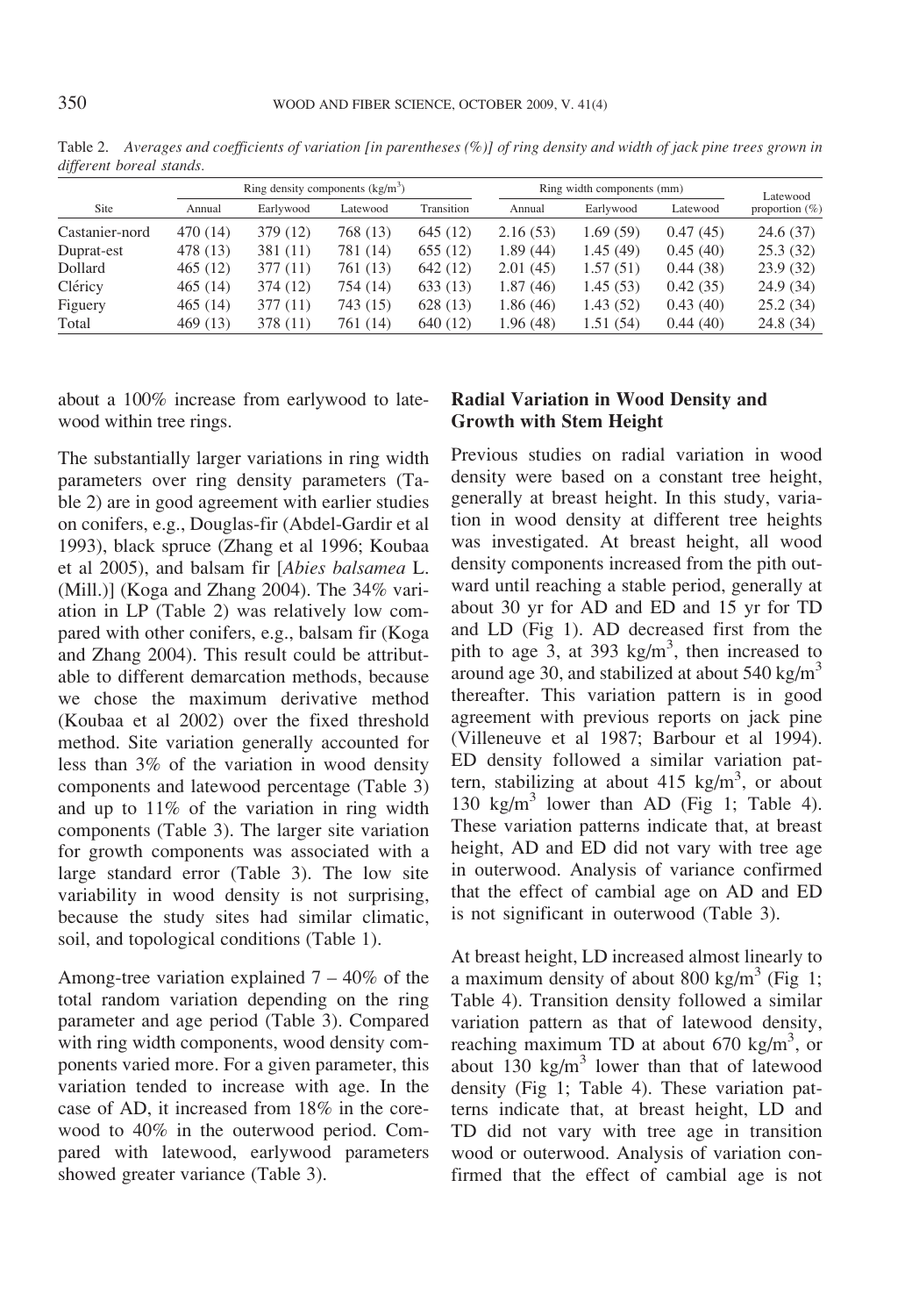Table 2. *Averages and coefficients of variation [in parentheses (%)] of ring density and width of jack pine trees grown in different boreal stands.*

| Site | Ring density components (kg/m$^3$) | | | | Ring width components (mm) | | | Latewood proportion (%) |
|---|---|---|---|---|---|---|---|---|
| | Annual | Earlywood | Latewood | Transition | Annual | Earlywood | Latewood | |
| Castanier-nord | 470 (14) | 379 (12) | 768 (13) | 645 (12) | 2.16 (53) | 1.69 (59) | 0.47 (45) | 24.6 (37) |
| Duprat-est | 478 (13) | 381 (11) | 781 (14) | 655 (12) | 1.89 (44) | 1.45 (49) | 0.45 (40) | 25.3 (32) |
| Dollard | 465 (12) | 377 (11) | 761 (13) | 642 (12) | 2.01 (45) | 1.57 (51) | 0.44 (38) | 23.9 (32) |
| Cléricy | 465 (14) | 374 (12) | 754 (14) | 633 (13) | 1.87 (46) | 1.45 (53) | 0.42 (35) | 24.9 (34) |
| Figuery | 465 (14) | 377 (11) | 743 (15) | 628 (13) | 1.86 (46) | 1.43 (52) | 0.43 (40) | 25.2 (34) |
| Total | 469 (13) | 378 (11) | 761 (14) | 640 (12) | 1.96 (48) | 1.51 (54) | 0.44 (40) | 24.8 (34) |

about a 100% increase from earlywood to latewood within tree rings.

The substantially larger variations in ring width parameters over ring density parameters (Table 2) are in good agreement with earlier studies on conifers, e.g., Douglas-fir (Abdel-Gardir et al 1993), black spruce (Zhang et al 1996; Koubaa et al 2005), and balsam fir [*Abies balsamea* L. (Mill.)] (Koga and Zhang 2004). The 34% variation in LP (Table 2) was relatively low compared with other conifers, e.g., balsam fir (Koga and Zhang 2004). This result could be attributable to different demarcation methods, because we chose the maximum derivative method (Koubaa et al 2002) over the fixed threshold method. Site variation generally accounted for less than 3% of the variation in wood density components and latewood percentage (Table 3) and up to 11% of the variation in ring width components (Table 3). The larger site variation for growth components was associated with a large standard error (Table 3). The low site variability in wood density is not surprising, because the study sites had similar climatic, soil, and topological conditions (Table 1).

Among-tree variation explained 7 – 40% of the total random variation depending on the ring parameter and age period (Table 3). Compared with ring width components, wood density components varied more. For a given parameter, this variation tended to increase with age. In the case of AD, it increased from 18% in the corewood to 40% in the outerwood period. Compared with latewood, earlywood parameters showed greater variance (Table 3).

## Radial Variation in Wood Density and Growth with Stem Height

Previous studies on radial variation in wood density were based on a constant tree height, generally at breast height. In this study, variation in wood density at different tree heights was investigated. At breast height, all wood density components increased from the pith outward until reaching a stable period, generally at about 30 yr for AD and ED and 15 yr for TD and LD (Fig 1). AD decreased first from the pith to age 3, at 393 kg/m$^3$, then increased to around age 30, and stabilized at about 540 kg/m$^3$ thereafter. This variation pattern is in good agreement with previous reports on jack pine (Villeneuve et al 1987; Barbour et al 1994). ED density followed a similar variation pattern, stabilizing at about 415 kg/m$^3$, or about 130 kg/m$^3$ lower than AD (Fig 1; Table 4). These variation patterns indicate that, at breast height, AD and ED did not vary with tree age in outerwood. Analysis of variance confirmed that the effect of cambial age on AD and ED is not significant in outerwood (Table 3).

At breast height, LD increased almost linearly to a maximum density of about 800 kg/m$^3$ (Fig 1; Table 4). Transition density followed a similar variation pattern as that of latewood density, reaching maximum TD at about 670 kg/m$^3$, or about 130 kg/m$^3$ lower than that of latewood density (Fig 1; Table 4). These variation patterns indicate that, at breast height, LD and TD did not vary with tree age in transition wood or outerwood. Analysis of variation confirmed that the effect of cambial age is not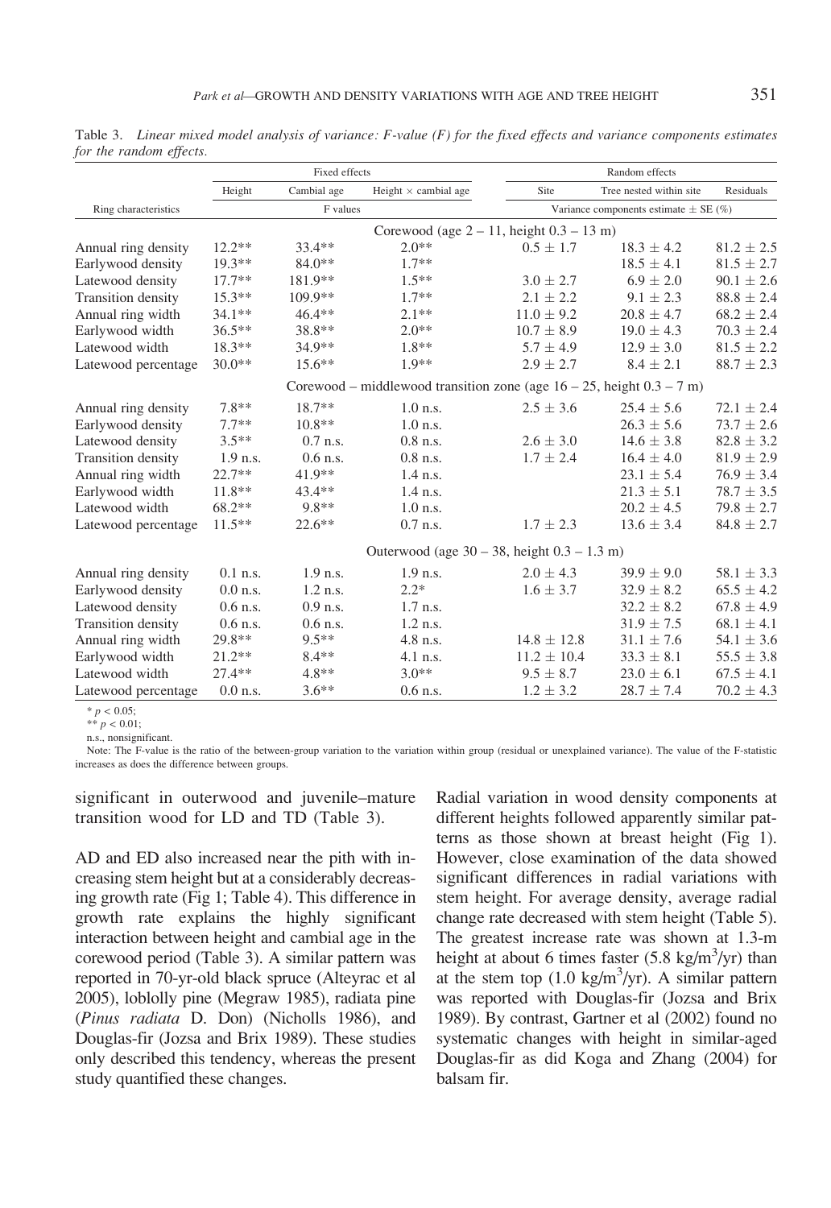Table 3. *Linear mixed model analysis of variance: F-value (F) for the fixed effects and variance components estimates for the random effects.*

| | Fixed effects | | | Random effects | | |
|---|---|---|---|---|---|---|
| | Height | Cambial age | Height × cambial age | Site | Tree nested within site | Residuals |
| Ring characteristics | F values | | | Variance components estimate ± SE (%) | | |
| **Corewood (age 2 – 11, height 0.3 – 13 m)** | | | | | | |
| Annual ring density | 12.2** | 33.4** | 2.0** | 0.5 ± 1.7 | 18.3 ± 4.2 | 81.2 ± 2.5 |
| Earlywood density | 19.3** | 84.0** | 1.7** | | 18.5 ± 4.1 | 81.5 ± 2.7 |
| Latewood density | 17.7** | 181.9** | 1.5** | 3.0 ± 2.7 | 6.9 ± 2.0 | 90.1 ± 2.6 |
| Transition density | 15.3** | 109.9** | 1.7** | 2.1 ± 2.2 | 9.1 ± 2.3 | 88.8 ± 2.4 |
| Annual ring width | 34.1** | 46.4** | 2.1** | 11.0 ± 9.2 | 20.8 ± 4.7 | 68.2 ± 2.4 |
| Earlywood width | 36.5** | 38.8** | 2.0** | 10.7 ± 8.9 | 19.0 ± 4.3 | 70.3 ± 2.4 |
| Latewood width | 18.3** | 34.9** | 1.8** | 5.7 ± 4.9 | 12.9 ± 3.0 | 81.5 ± 2.2 |
| Latewood percentage | 30.0** | 15.6** | 1.9** | 2.9 ± 2.7 | 8.4 ± 2.1 | 88.7 ± 2.3 |
| **Corewood – middlewood transition zone (age 16 – 25, height 0.3 – 7 m)** | | | | | | |
| Annual ring density | 7.8** | 18.7** | 1.0 n.s. | 2.5 ± 3.6 | 25.4 ± 5.6 | 72.1 ± 2.4 |
| Earlywood density | 7.7** | 10.8** | 1.0 n.s. | | 26.3 ± 5.6 | 73.7 ± 2.6 |
| Latewood density | 3.5** | 0.7 n.s. | 0.8 n.s. | 2.6 ± 3.0 | 14.6 ± 3.8 | 82.8 ± 3.2 |
| Transition density | 1.9 n.s. | 0.6 n.s. | 0.8 n.s. | 1.7 ± 2.4 | 16.4 ± 4.0 | 81.9 ± 2.9 |
| Annual ring width | 22.7** | 41.9** | 1.4 n.s. | | 23.1 ± 5.4 | 76.9 ± 3.4 |
| Earlywood width | 11.8** | 43.4** | 1.4 n.s. | | 21.3 ± 5.1 | 78.7 ± 3.5 |
| Latewood width | 68.2** | 9.8** | 1.0 n.s. | | 20.2 ± 4.5 | 79.8 ± 2.7 |
| Latewood percentage | 11.5** | 22.6** | 0.7 n.s. | 1.7 ± 2.3 | 13.6 ± 3.4 | 84.8 ± 2.7 |
| **Outerwood (age 30 – 38, height 0.3 – 1.3 m)** | | | | | | |
| Annual ring density | 0.1 n.s. | 1.9 n.s. | 1.9 n.s. | 2.0 ± 4.3 | 39.9 ± 9.0 | 58.1 ± 3.3 |
| Earlywood density | 0.0 n.s. | 1.2 n.s. | 2.2* | 1.6 ± 3.7 | 32.9 ± 8.2 | 65.5 ± 4.2 |
| Latewood density | 0.6 n.s. | 0.9 n.s. | 1.7 n.s. | | 32.2 ± 8.2 | 67.8 ± 4.9 |
| Transition density | 0.6 n.s. | 0.6 n.s. | 1.2 n.s. | | 31.9 ± 7.5 | 68.1 ± 4.1 |
| Annual ring width | 29.8** | 9.5** | 4.8 n.s. | 14.8 ± 12.8 | 31.1 ± 7.6 | 54.1 ± 3.6 |
| Earlywood width | 21.2** | 8.4** | 4.1 n.s. | 11.2 ± 10.4 | 33.3 ± 8.1 | 55.5 ± 3.8 |
| Latewood width | 27.4** | 4.8** | 3.0** | 9.5 ± 8.7 | 23.0 ± 6.1 | 67.5 ± 4.1 |
| Latewood percentage | 0.0 n.s. | 3.6** | 0.6 n.s. | 1.2 ± 3.2 | 28.7 ± 7.4 | 70.2 ± 4.3 |

\* $p < 0.05$;
\*\* $p < 0.01$;
n.s., nonsignificant.
Note: The F-value is the ratio of the between-group variation to the variation within group (residual or unexplained variance). The value of the F-statistic increases as does the difference between groups.

significant in outerwood and juvenile–mature transition wood for LD and TD (Table 3).

AD and ED also increased near the pith with increasing stem height but at a considerably decreasing growth rate (Fig 1; Table 4). This difference in growth rate explains the highly significant interaction between height and cambial age in the corewood period (Table 3). A similar pattern was reported in 70-yr-old black spruce (Alteyrac et al 2005), loblolly pine (Megraw 1985), radiata pine (*Pinus radiata* D. Don) (Nicholls 1986), and Douglas-fir (Jozsa and Brix 1989). These studies only described this tendency, whereas the present study quantified these changes.

Radial variation in wood density components at different heights followed apparently similar patterns as those shown at breast height (Fig 1). However, close examination of the data showed significant differences in radial variations with stem height. For average density, average radial change rate decreased with stem height (Table 5). The greatest increase rate was shown at 1.3-m height at about 6 times faster (5.8 $kg/m^3/yr$) than at the stem top (1.0 $kg/m^3/yr$). A similar pattern was reported with Douglas-fir (Jozsa and Brix 1989). By contrast, Gartner et al (2002) found no systematic changes with height in similar-aged Douglas-fir as did Koga and Zhang (2004) for balsam fir.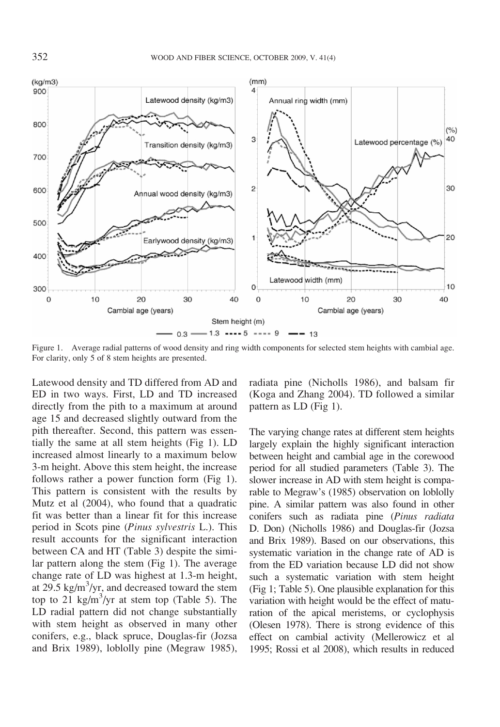Figure 1. Average radial patterns of wood density and ring width components for selected stem heights with cambial age. For clarity, only 5 of 8 stem heights are presented.

Latewood density and TD differed from AD and ED in two ways. First, LD and TD increased directly from the pith to a maximum at around age 15 and decreased slightly outward from the pith thereafter. Second, this pattern was essentially the same at all stem heights (Fig 1). LD increased almost linearly to a maximum below 3-m height. Above this stem height, the increase follows rather a power function form (Fig 1). This pattern is consistent with the results by Mutz et al (2004), who found that a quadratic fit was better than a linear fit for this increase period in Scots pine (*Pinus sylvestris* L.). This result accounts for the significant interaction between CA and HT (Table 3) despite the similar pattern along the stem (Fig 1). The average change rate of LD was highest at 1.3-m height, at 29.5 $kg/m^3/yr$, and decreased toward the stem top to 21 $kg/m^3/yr$ at stem top (Table 5). The LD radial pattern did not change substantially with stem height as observed in many other conifers, e.g., black spruce, Douglas-fir (Jozsa and Brix 1989), loblolly pine (Megraw 1985), radiata pine (Nicholls 1986), and balsam fir (Koga and Zhang 2004). TD followed a similar pattern as LD (Fig 1).

The varying change rates at different stem heights largely explain the highly significant interaction between height and cambial age in the corewood period for all studied parameters (Table 3). The slower increase in AD with stem height is comparable to Megraw's (1985) observation on loblolly pine. A similar pattern was also found in other conifers such as radiata pine (*Pinus radiata* D. Don) (Nicholls 1986) and Douglas-fir (Jozsa and Brix 1989). Based on our observations, this systematic variation in the change rate of AD is from the ED variation because LD did not show such a systematic variation with stem height (Fig 1; Table 5). One plausible explanation for this variation with height would be the effect of maturation of the apical meristems, or cyclophysis (Olesen 1978). There is strong evidence of this effect on cambial activity (Mellerowicz et al 1995; Rossi et al 2008), which results in reduced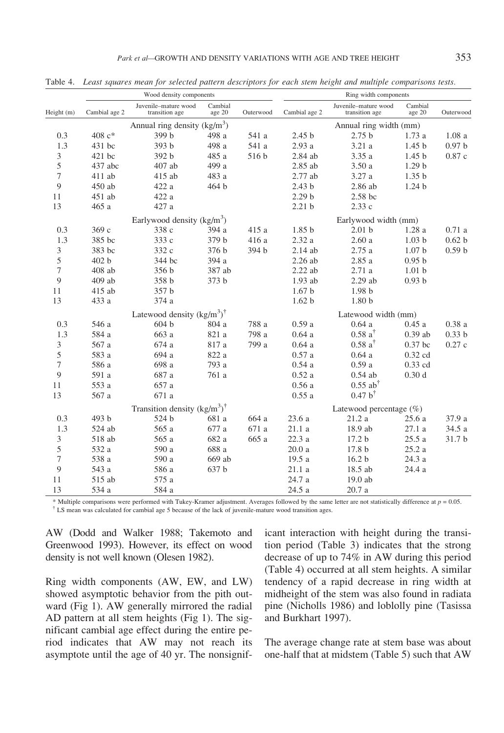Table 4. *Least squares mean for selected pattern descriptors for each stem height and multiple comparisons tests.*

| Height (m) | Wood density components | | | | Ring width components | | | |
|---|---|---|---|---|---|---|---|---|
| | Cambial age 2 | Juvenile–mature wood transition age | Cambial age 20 | Outerwood | Cambial age 2 | Juvenile–mature wood transition age | Cambial age 20 | Outerwood |
| | Annual ring density (kg/m$^3$) | | | | Annual ring width (mm) | | | |
| 0.3 | 408 c* | 399 b | 498 a | 541 a | 2.45 b | 2.75 b | 1.73 a | 1.08 a |
| 1.3 | 431 bc | 393 b | 498 a | 541 a | 2.93 a | 3.21 a | 1.45 b | 0.97 b |
| 3 | 421 bc | 392 b | 485 a | 516 b | 2.84 ab | 3.35 a | 1.45 b | 0.87 c |
| 5 | 437 abc | 407 ab | 499 a | | 2.85 ab | 3.50 a | 1.29 b | |
| 7 | 411 ab | 415 ab | 483 a | | 2.77 ab | 3.27 a | 1.35 b | |
| 9 | 450 ab | 422 a | 464 b | | 2.43 b | 2.86 ab | 1.24 b | |
| 11 | 451 ab | 422 a | | | 2.29 b | 2.58 bc | | |
| 13 | 465 a | 427 a | | | 2.21 b | 2.33 c | | |
| | Earlywood density (kg/m$^3$) | | | | Earlywood width (mm) | | | |
| 0.3 | 369 c | 338 c | 394 a | 415 a | 1.85 b | 2.01 b | 1.28 a | 0.71 a |
| 1.3 | 385 bc | 333 c | 379 b | 416 a | 2.32 a | 2.60 a | 1.03 b | 0.62 b |
| 3 | 383 bc | 332 c | 376 b | 394 b | 2.14 ab | 2.75 a | 1.07 b | 0.59 b |
| 5 | 402 b | 344 bc | 394 a | | 2.26 ab | 2.85 a | 0.95 b | |
| 7 | 408 ab | 356 b | 387 ab | | 2.22 ab | 2.71 a | 1.01 b | |
| 9 | 409 ab | 358 b | 373 b | | 1.93 ab | 2.29 ab | 0.93 b | |
| 11 | 415 ab | 357 b | | | 1.67 b | 1.98 b | | |
| 13 | 433 a | 374 a | | | 1.62 b | 1.80 b | | |
| | Latewood density (kg/m$^3$)[†] | | | | Latewood width (mm) | | | |
| 0.3 | 546 a | 604 b | 804 a | 788 a | 0.59 a | 0.64 a | 0.45 a | 0.38 a |
| 1.3 | 584 a | 663 a | 821 a | 798 a | 0.64 a | 0.58 a[†] | 0.39 ab | 0.33 b |
| 3 | 567 a | 674 a | 817 a | 799 a | 0.64 a | 0.58 a[†] | 0.37 bc | 0.27 c |
| 5 | 583 a | 694 a | 822 a | | 0.57 a | 0.64 a | 0.32 cd | |
| 7 | 586 a | 698 a | 793 a | | 0.54 a | 0.59 a | 0.33 cd | |
| 9 | 591 a | 687 a | 761 a | | 0.52 a | 0.54 ab | 0.30 d | |
| 11 | 553 a | 657 a | | | 0.56 a | 0.55 ab[†] | | |
| 13 | 567 a | 671 a | | | 0.55 a | 0.47 b[†] | | |
| | Transition density (kg/m$^3$)[†] | | | | Latewood percentage (%) | | | |
| 0.3 | 493 b | 524 b | 681 a | 664 a | 23.6 a | 21.2 a | 25.6 a | 37.9 a |
| 1.3 | 524 ab | 565 a | 677 a | 671 a | 21.1 a | 18.9 ab | 27.1 a | 34.5 a |
| 3 | 518 ab | 565 a | 682 a | 665 a | 22.3 a | 17.2 b | 25.5 a | 31.7 b |
| 5 | 532 a | 590 a | 688 a | | 20.0 a | 17.8 b | 25.2 a | |
| 7 | 538 a | 590 a | 669 ab | | 19.5 a | 16.2 b | 24.3 a | |
| 9 | 543 a | 586 a | 637 b | | 21.1 a | 18.5 ab | 24.4 a | |
| 11 | 515 ab | 575 a | | | 24.7 a | 19.0 ab | | |
| 13 | 534 a | 584 a | | | 24.5 a | 20.7 a | | |

\* Multiple comparisons were performed with Tukey-Kramer adjustment. Averages followed by the same letter are not statistically difference at $p = 0.05$.
[†] LS mean was calculated for cambial age 5 because of the lack of juvenile-mature wood transition ages.

AW (Dodd and Walker 1988; Takemoto and Greenwood 1993). However, its effect on wood density is not well known (Olesen 1982).

Ring width components (AW, EW, and LW) showed asymptotic behavior from the pith outward (Fig 1). AW generally mirrored the radial AD pattern at all stem heights (Fig 1). The significant cambial age effect during the entire period indicates that AW may not reach its asymptote until the age of 40 yr. The nonsignificant interaction with height during the transition period (Table 3) indicates that the strong decrease of up to 74% in AW during this period (Table 4) occurred at all stem heights. A similar tendency of a rapid decrease in ring width at midheight of the stem was also found in radiata pine (Nicholls 1986) and loblolly pine (Tasissa and Burkhart 1997).

The average change rate at stem base was about one-half that at midstem (Table 5) such that AW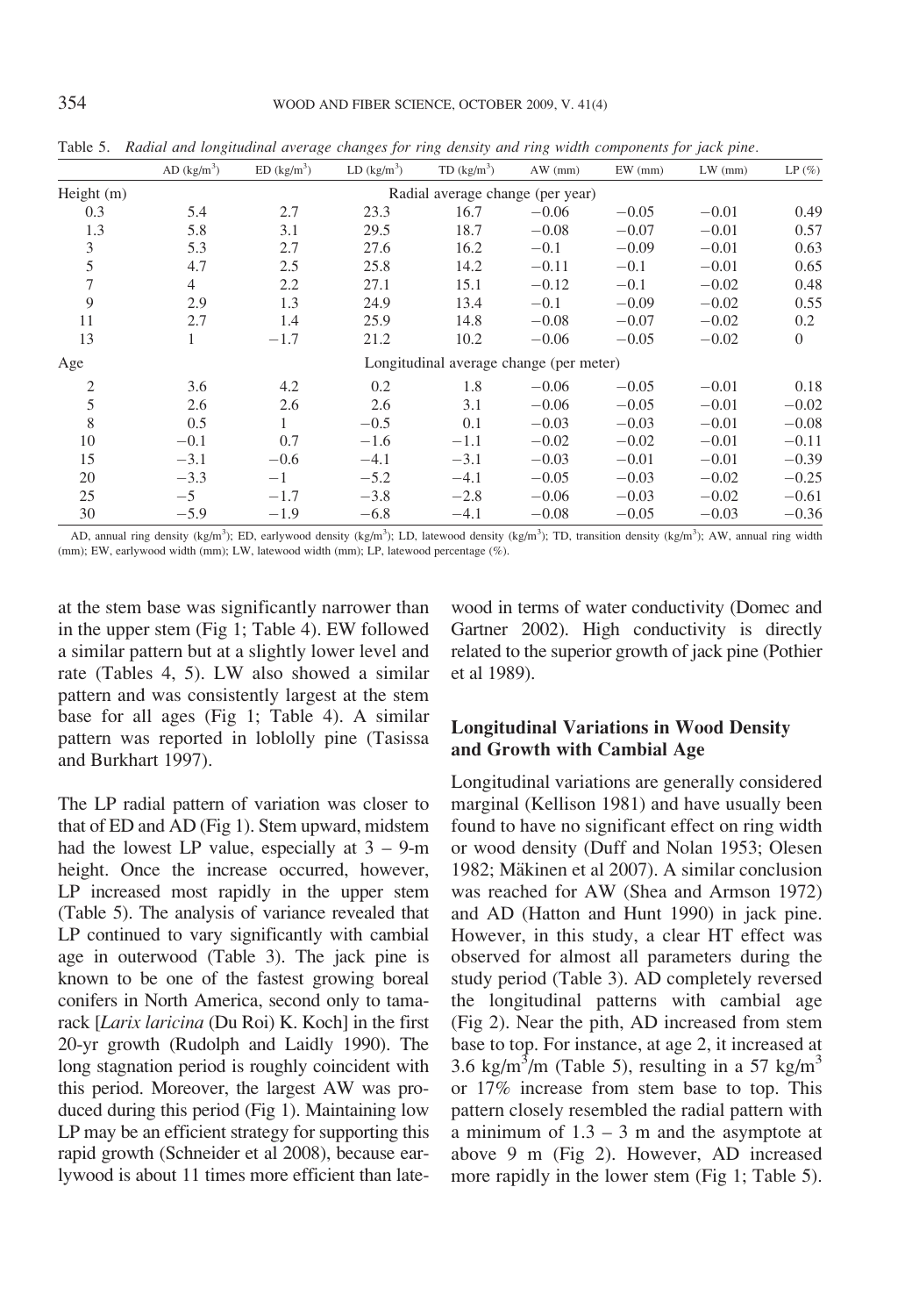Table 5. *Radial and longitudinal average changes for ring density and ring width components for jack pine.*

| | AD (kg/m$^3$) | ED (kg/m$^3$) | LD (kg/m$^3$) | TD (kg/m$^3$) | AW (mm) | EW (mm) | LW (mm) | LP (%) |
|---|---|---|---|---|---|---|---|---|
| Height (m) | Radial average change (per year) | | | | | | | |
| 0.3 | 5.4 | 2.7 | 23.3 | 16.7 | −0.06 | −0.05 | −0.01 | 0.49 |
| 1.3 | 5.8 | 3.1 | 29.5 | 18.7 | −0.08 | −0.07 | −0.01 | 0.57 |
| 3 | 5.3 | 2.7 | 27.6 | 16.2 | −0.1 | −0.09 | −0.01 | 0.63 |
| 5 | 4.7 | 2.5 | 25.8 | 14.2 | −0.11 | −0.1 | −0.01 | 0.65 |
| 7 | 4 | 2.2 | 27.1 | 15.1 | −0.12 | −0.1 | −0.02 | 0.48 |
| 9 | 2.9 | 1.3 | 24.9 | 13.4 | −0.1 | −0.09 | −0.02 | 0.55 |
| 11 | 2.7 | 1.4 | 25.9 | 14.8 | −0.08 | −0.07 | −0.02 | 0.2 |
| 13 | 1 | −1.7 | 21.2 | 10.2 | −0.06 | −0.05 | −0.02 | 0 |
| Age | Longitudinal average change (per meter) | | | | | | | |
| 2 | 3.6 | 4.2 | 0.2 | 1.8 | −0.06 | −0.05 | −0.01 | 0.18 |
| 5 | 2.6 | 2.6 | 2.6 | 3.1 | −0.06 | −0.05 | −0.01 | −0.02 |
| 8 | 0.5 | 1 | −0.5 | 0.1 | −0.03 | −0.03 | −0.01 | −0.08 |
| 10 | −0.1 | 0.7 | −1.6 | −1.1 | −0.02 | −0.02 | −0.01 | −0.11 |
| 15 | −3.1 | −0.6 | −4.1 | −3.1 | −0.03 | −0.01 | −0.01 | −0.39 |
| 20 | −3.3 | −1 | −5.2 | −4.1 | −0.05 | −0.03 | −0.02 | −0.25 |
| 25 | −5 | −1.7 | −3.8 | −2.8 | −0.06 | −0.03 | −0.02 | −0.61 |
| 30 | −5.9 | −1.9 | −6.8 | −4.1 | −0.08 | −0.05 | −0.03 | −0.36 |

AD, annual ring density (kg/m$^3$); ED, earlywood density (kg/m$^3$); LD, latewood density (kg/m$^3$); TD, transition density (kg/m$^3$); AW, annual ring width (mm); EW, earlywood width (mm); LW, latewood width (mm); LP, latewood percentage (%).

at the stem base was significantly narrower than in the upper stem (Fig 1; Table 4). EW followed a similar pattern but at a slightly lower level and rate (Tables 4, 5). LW also showed a similar pattern and was consistently largest at the stem base for all ages (Fig 1; Table 4). A similar pattern was reported in loblolly pine (Tasissa and Burkhart 1997).

The LP radial pattern of variation was closer to that of ED and AD (Fig 1). Stem upward, midstem had the lowest LP value, especially at 3 – 9-m height. Once the increase occurred, however, LP increased most rapidly in the upper stem (Table 5). The analysis of variance revealed that LP continued to vary significantly with cambial age in outerwood (Table 3). The jack pine is known to be one of the fastest growing boreal conifers in North America, second only to tamarack [*Larix laricina* (Du Roi) K. Koch] in the first 20-yr growth (Rudolph and Laidly 1990). The long stagnation period is roughly coincident with this period. Moreover, the largest AW was produced during this period (Fig 1). Maintaining low LP may be an efficient strategy for supporting this rapid growth (Schneider et al 2008), because earlywood is about 11 times more efficient than latewood in terms of water conductivity (Domec and Gartner 2002). High conductivity is directly related to the superior growth of jack pine (Pothier et al 1989).

## Longitudinal Variations in Wood Density and Growth with Cambial Age

Longitudinal variations are generally considered marginal (Kellison 1981) and have usually been found to have no significant effect on ring width or wood density (Duff and Nolan 1953; Olesen 1982; Mäkinen et al 2007). A similar conclusion was reached for AW (Shea and Armson 1972) and AD (Hatton and Hunt 1990) in jack pine. However, in this study, a clear HT effect was observed for almost all parameters during the study period (Table 3). AD completely reversed the longitudinal patterns with cambial age (Fig 2). Near the pith, AD increased from stem base to top. For instance, at age 2, it increased at 3.6 kg/m$^3$/m (Table 5), resulting in a 57 kg/m$^3$ or 17% increase from stem base to top. This pattern closely resembled the radial pattern with a minimum of 1.3 – 3 m and the asymptote at above 9 m (Fig 2). However, AD increased more rapidly in the lower stem (Fig 1; Table 5).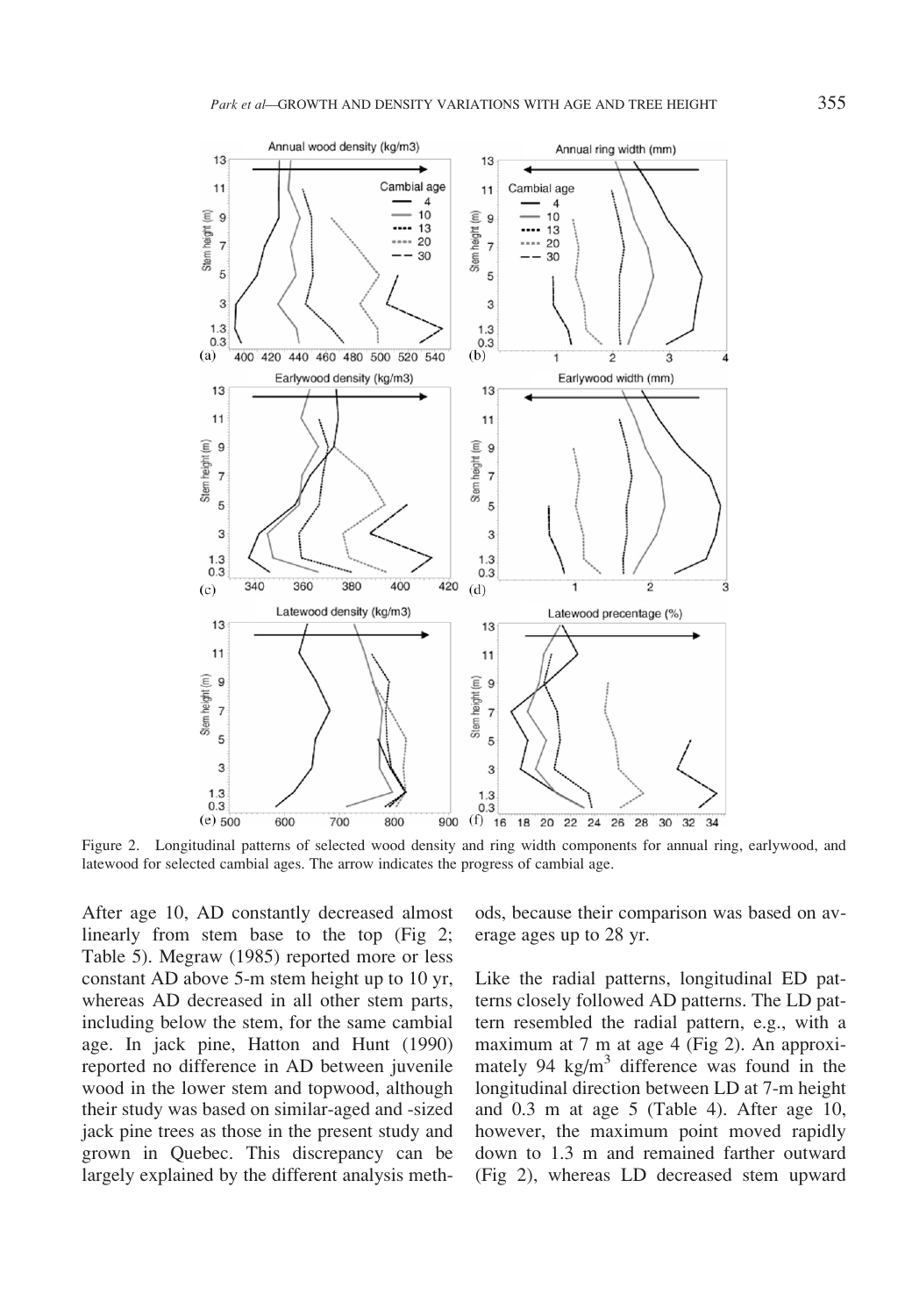Figure 2. Longitudinal patterns of selected wood density and ring width components for annual ring, earlywood, and latewood for selected cambial ages. The arrow indicates the progress of cambial age.

After age 10, AD constantly decreased almost linearly from stem base to the top (Fig 2; Table 5). Megraw (1985) reported more or less constant AD above 5-m stem height up to 10 yr, whereas AD decreased in all other stem parts, including below the stem, for the same cambial age. In jack pine, Hatton and Hunt (1990) reported no difference in AD between juvenile wood in the lower stem and topwood, although their study was based on similar-aged and -sized jack pine trees as those in the present study and grown in Quebec. This discrepancy can be largely explained by the different analysis methods, because their comparison was based on average ages up to 28 yr.

Like the radial patterns, longitudinal ED patterns closely followed AD patterns. The LD pattern resembled the radial pattern, e.g., with a maximum at 7 m at age 4 (Fig 2). An approximately 94 kg/m$^3$ difference was found in the longitudinal direction between LD at 7-m height and 0.3 m at age 5 (Table 4). After age 10, however, the maximum point moved rapidly down to 1.3 m and remained farther outward (Fig 2), whereas LD decreased stem upward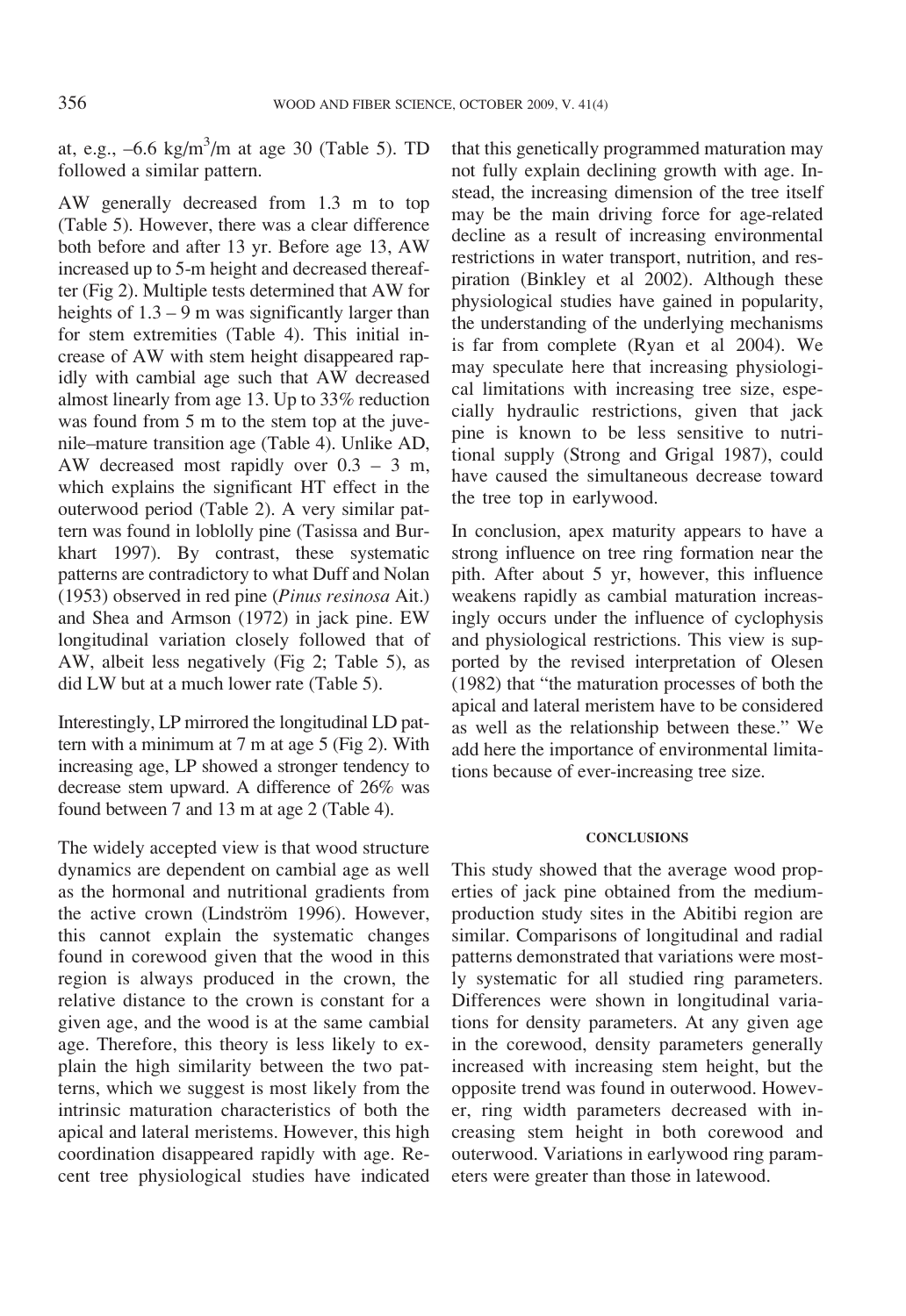at, e.g., $-6.6$ kg/m$^3$/m at age 30 (Table 5). TD followed a similar pattern.

AW generally decreased from 1.3 m to top (Table 5). However, there was a clear difference both before and after 13 yr. Before age 13, AW increased up to 5-m height and decreased thereafter (Fig 2). Multiple tests determined that AW for heights of 1.3 – 9 m was significantly larger than for stem extremities (Table 4). This initial increase of AW with stem height disappeared rapidly with cambial age such that AW decreased almost linearly from age 13. Up to 33% reduction was found from 5 m to the stem top at the juvenile–mature transition age (Table 4). Unlike AD, AW decreased most rapidly over 0.3 – 3 m, which explains the significant HT effect in the outerwood period (Table 2). A very similar pattern was found in loblolly pine (Tasissa and Burkhart 1997). By contrast, these systematic patterns are contradictory to what Duff and Nolan (1953) observed in red pine (*Pinus resinosa* Ait.) and Shea and Armson (1972) in jack pine. EW longitudinal variation closely followed that of AW, albeit less negatively (Fig 2; Table 5), as did LW but at a much lower rate (Table 5).

Interestingly, LP mirrored the longitudinal LD pattern with a minimum at 7 m at age 5 (Fig 2). With increasing age, LP showed a stronger tendency to decrease stem upward. A difference of 26% was found between 7 and 13 m at age 2 (Table 4).

The widely accepted view is that wood structure dynamics are dependent on cambial age as well as the hormonal and nutritional gradients from the active crown (Lindström 1996). However, this cannot explain the systematic changes found in corewood given that the wood in this region is always produced in the crown, the relative distance to the crown is constant for a given age, and the wood is at the same cambial age. Therefore, this theory is less likely to explain the high similarity between the two patterns, which we suggest is most likely from the intrinsic maturation characteristics of both the apical and lateral meristems. However, this high coordination disappeared rapidly with age. Recent tree physiological studies have indicated that this genetically programmed maturation may not fully explain declining growth with age. Instead, the increasing dimension of the tree itself may be the main driving force for age-related decline as a result of increasing environmental restrictions in water transport, nutrition, and respiration (Binkley et al 2002). Although these physiological studies have gained in popularity, the understanding of the underlying mechanisms is far from complete (Ryan et al 2004). We may speculate here that increasing physiological limitations with increasing tree size, especially hydraulic restrictions, given that jack pine is known to be less sensitive to nutritional supply (Strong and Grigal 1987), could have caused the simultaneous decrease toward the tree top in earlywood.

In conclusion, apex maturity appears to have a strong influence on tree ring formation near the pith. After about 5 yr, however, this influence weakens rapidly as cambial maturation increasingly occurs under the influence of cyclophysis and physiological restrictions. This view is supported by the revised interpretation of Olesen (1982) that "the maturation processes of both the apical and lateral meristem have to be considered as well as the relationship between these." We add here the importance of environmental limitations because of ever-increasing tree size.

## CONCLUSIONS

This study showed that the average wood properties of jack pine obtained from the medium-production study sites in the Abitibi region are similar. Comparisons of longitudinal and radial patterns demonstrated that variations were mostly systematic for all studied ring parameters. Differences were shown in longitudinal variations for density parameters. At any given age in the corewood, density parameters generally increased with increasing stem height, but the opposite trend was found in outerwood. However, ring width parameters decreased with increasing stem height in both corewood and outerwood. Variations in earlywood ring parameters were greater than those in latewood.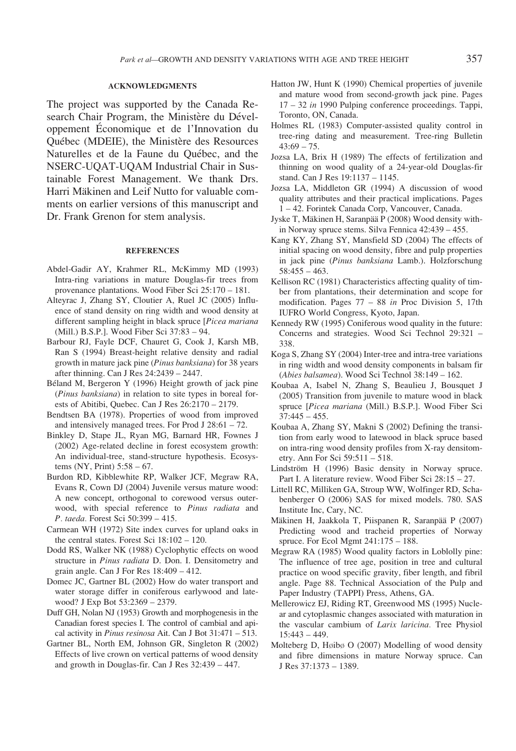## ACKNOWLEDGMENTS

The project was supported by the Canada Research Chair Program, the Ministère du Développement Économique et de l'Innovation du Québec (MDEIE), the Ministère des Resources Naturelles et de la Faune du Québec, and the NSERC-UQAT-UQAM Industrial Chair in Sustainable Forest Management. We thank Drs. Harri Mäkinen and Leif Nutto for valuable comments on earlier versions of this manuscript and Dr. Frank Grenon for stem analysis.

## REFERENCES

Abdel-Gadir AY, Krahmer RL, McKimmy MD (1993) Intra-ring variations in mature Douglas-fir trees from provenance plantations. Wood Fiber Sci 25:170 – 181.

Alteyrac J, Zhang SY, Cloutier A, Ruel JC (2005) Influence of stand density on ring width and wood density at different sampling height in black spruce [*Picea mariana* (Mill.) B.S.P.]. Wood Fiber Sci 37:83 – 94.

Barbour RJ, Fayle DCF, Chauret G, Cook J, Karsh MB, Ran S (1994) Breast-height relative density and radial growth in mature jack pine (*Pinus banksiana*) for 38 years after thinning. Can J Res 24:2439 – 2447.

Béland M, Bergeron Y (1996) Height growth of jack pine (*Pinus banksiana*) in relation to site types in boreal forests of Abitibi, Quebec. Can J Res 26:2170 – 2179.

Bendtsen BA (1978). Properties of wood from improved and intensively managed trees. For Prod J 28:61 – 72.

Binkley D, Stape JL, Ryan MG, Barnard HR, Fownes J (2002) Age-related decline in forest ecosystem growth: An individual-tree, stand-structure hypothesis. Ecosystems (NY, Print) 5:58 – 67.

Burdon RD, Kibblewhite RP, Walker JCF, Megraw RA, Evans R, Cown DJ (2004) Juvenile versus mature wood: A new concept, orthogonal to corewood versus outerwood, with special reference to *Pinus radiata* and *P. taeda*. Forest Sci 50:399 – 415.

Carmean WH (1972) Site index curves for upland oaks in the central states. Forest Sci 18:102 – 120.

Dodd RS, Walker NK (1988) Cyclophytic effects on wood structure in *Pinus radiata* D. Don. I. Densitometry and grain angle. Can J For Res 18:409 – 412.

Domec JC, Gartner BL (2002) How do water transport and water storage differ in coniferous earlywood and latewood? J Exp Bot 53:2369 – 2379.

Duff GH, Nolan NJ (1953) Growth and morphogenesis in the Canadian forest species I. The control of cambial and apical activity in *Pinus resinosa* Ait. Can J Bot 31:471 – 513.

Gartner BL, North EM, Johnson GR, Singleton R (2002) Effects of live crown on vertical patterns of wood density and growth in Douglas-fir. Can J Res 32:439 – 447.

Hatton JW, Hunt K (1990) Chemical properties of juvenile and mature wood from second-growth jack pine. Pages 17 – 32 *in* 1990 Pulping conference proceedings. Tappi, Toronto, ON, Canada.

Holmes RL (1983) Computer-assisted quality control in tree-ring dating and measurement. Tree-ring Bulletin 43:69 – 75.

Jozsa LA, Brix H (1989) The effects of fertilization and thinning on wood quality of a 24-year-old Douglas-fir stand. Can J Res 19:1137 – 1145.

Jozsa LA, Middleton GR (1994) A discussion of wood quality attributes and their practical implications. Pages 1 – 42. Forintek Canada Corp, Vancouver, Canada.

Jyske T, Mäkinen H, Saranpää P (2008) Wood density within Norway spruce stems. Silva Fennica 42:439 – 455.

Kang KY, Zhang SY, Mansfield SD (2004) The effects of initial spacing on wood density, fibre and pulp properties in jack pine (*Pinus banksiana* Lamb.). Holzforschung 58:455 – 463.

Kellison RC (1981) Characteristics affecting quality of timber from plantations, their determination and scope for modification. Pages 77 – 88 *in* Proc Division 5, 17th IUFRO World Congress, Kyoto, Japan.

Kennedy RW (1995) Coniferous wood quality in the future: Concerns and strategies. Wood Sci Technol 29:321 – 338.

Koga S, Zhang SY (2004) Inter-tree and intra-tree variations in ring width and wood density components in balsam fir (*Abies balsamea*). Wood Sci Technol 38:149 – 162.

Koubaa A, Isabel N, Zhang S, Beaulieu J, Bousquet J (2005) Transition from juvenile to mature wood in black spruce [*Picea mariana* (Mill.) B.S.P.]. Wood Fiber Sci 37:445 – 455.

Koubaa A, Zhang SY, Makni S (2002) Defining the transition from early wood to latewood in black spruce based on intra-ring wood density profiles from X-ray densitometry. Ann For Sci 59:511 – 518.

Lindström H (1996) Basic density in Norway spruce. Part I. A literature review. Wood Fiber Sci 28:15 – 27.

Littell RC, Milliken GA, Stroup WW, Wolfinger RD, Schabenberger O (2006) SAS for mixed models. 780. SAS Institute Inc, Cary, NC.

Mäkinen H, Jaakkola T, Piispanen R, Saranpää P (2007) Predicting wood and tracheid properties of Norway spruce. For Ecol Mgmt 241:175 – 188.

Megraw RA (1985) Wood quality factors in Loblolly pine: The influence of tree age, position in tree and cultural practice on wood specific gravity, fiber length, and fibril angle. Page 88. Technical Association of the Pulp and Paper Industry (TAPPI) Press, Athens, GA.

Mellerowicz EJ, Riding RT, Greenwood MS (1995) Nuclear and cytoplasmic changes associated with maturation in the vascular cambium of *Larix laricina*. Tree Physiol 15:443 – 449.

Molteberg D, Høibø O (2007) Modelling of wood density and fibre dimensions in mature Norway spruce. Can J Res 37:1373 – 1389.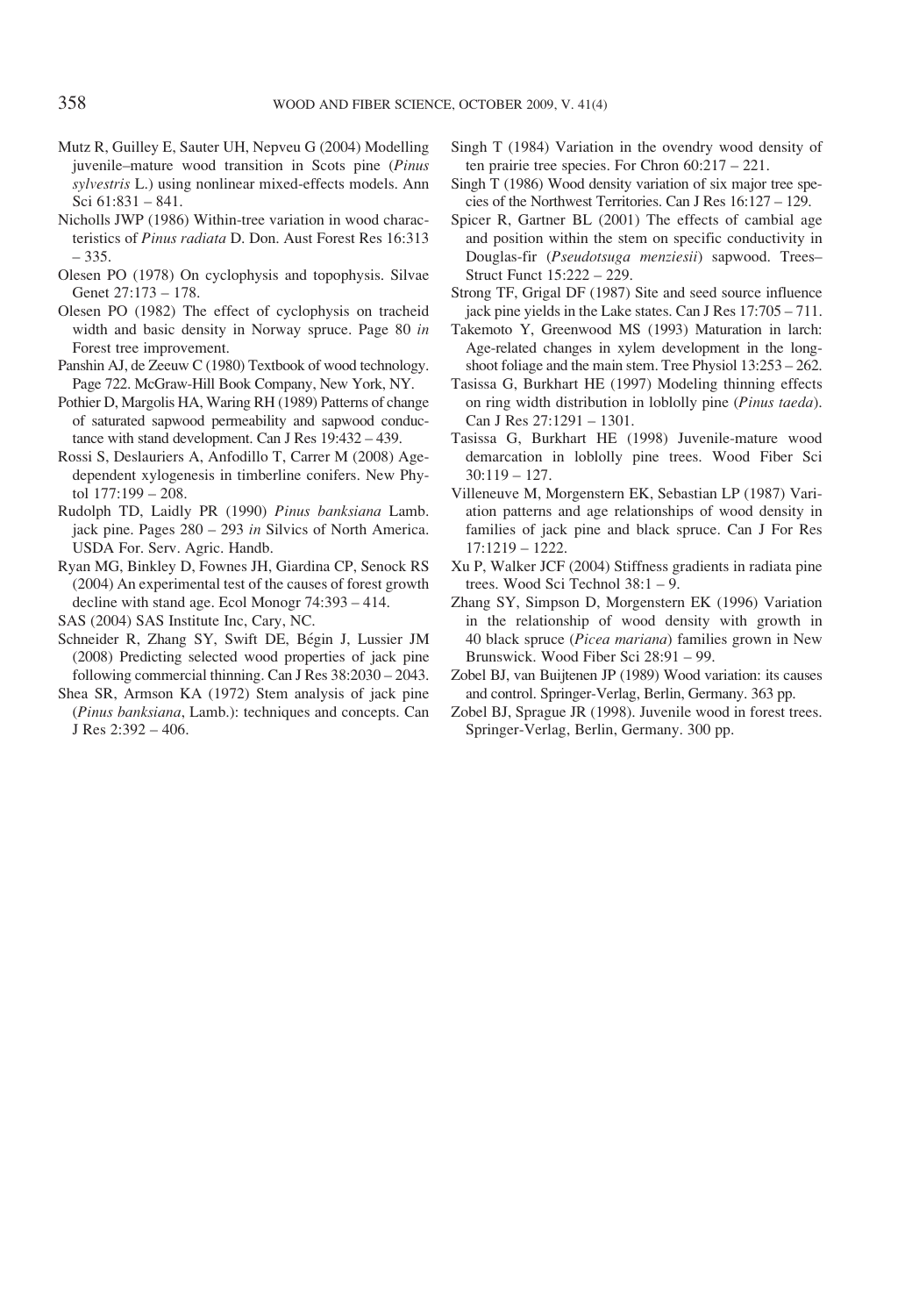Mutz R, Guilley E, Sauter UH, Nepveu G (2004) Modelling juvenile–mature wood transition in Scots pine (*Pinus sylvestris* L.) using nonlinear mixed-effects models. Ann Sci 61:831 – 841.

Nicholls JWP (1986) Within-tree variation in wood characteristics of *Pinus radiata* D. Don. Aust Forest Res 16:313 – 335.

Olesen PO (1978) On cyclophysis and topophysis. Silvae Genet 27:173 – 178.

Olesen PO (1982) The effect of cyclophysis on tracheid width and basic density in Norway spruce. Page 80 *in* Forest tree improvement.

Panshin AJ, de Zeeuw C (1980) Textbook of wood technology. Page 722. McGraw-Hill Book Company, New York, NY.

Pothier D, Margolis HA, Waring RH (1989) Patterns of change of saturated sapwood permeability and sapwood conductance with stand development. Can J Res 19:432 – 439.

Rossi S, Deslauriers A, Anfodillo T, Carrer M (2008) Age-dependent xylogenesis in timberline conifers. New Phytol 177:199 – 208.

Rudolph TD, Laidly PR (1990) *Pinus banksiana* Lamb. jack pine. Pages 280 – 293 *in* Silvics of North America. USDA For. Serv. Agric. Handb.

Ryan MG, Binkley D, Fownes JH, Giardina CP, Senock RS (2004) An experimental test of the causes of forest growth decline with stand age. Ecol Monogr 74:393 – 414.

SAS (2004) SAS Institute Inc, Cary, NC.

Schneider R, Zhang SY, Swift DE, Bégin J, Lussier JM (2008) Predicting selected wood properties of jack pine following commercial thinning. Can J Res 38:2030 – 2043.

Shea SR, Armson KA (1972) Stem analysis of jack pine (*Pinus banksiana*, Lamb.): techniques and concepts. Can J Res 2:392 – 406.

Singh T (1984) Variation in the ovendry wood density of ten prairie tree species. For Chron 60:217 – 221.

Singh T (1986) Wood density variation of six major tree species of the Northwest Territories. Can J Res 16:127 – 129.

Spicer R, Gartner BL (2001) The effects of cambial age and position within the stem on specific conductivity in Douglas-fir (*Pseudotsuga menziesii*) sapwood. Trees–Struct Funct 15:222 – 229.

Strong TF, Grigal DF (1987) Site and seed source influence jack pine yields in the Lake states. Can J Res 17:705 – 711.

Takemoto Y, Greenwood MS (1993) Maturation in larch: Age-related changes in xylem development in the long-shoot foliage and the main stem. Tree Physiol 13:253 – 262.

Tasissa G, Burkhart HE (1997) Modeling thinning effects on ring width distribution in loblolly pine (*Pinus taeda*). Can J Res 27:1291 – 1301.

Tasissa G, Burkhart HE (1998) Juvenile-mature wood demarcation in loblolly pine trees. Wood Fiber Sci 30:119 – 127.

Villeneuve M, Morgenstern EK, Sebastian LP (1987) Variation patterns and age relationships of wood density in families of jack pine and black spruce. Can J For Res 17:1219 – 1222.

Xu P, Walker JCF (2004) Stiffness gradients in radiata pine trees. Wood Sci Technol 38:1 – 9.

Zhang SY, Simpson D, Morgenstern EK (1996) Variation in the relationship of wood density with growth in 40 black spruce (*Picea mariana*) families grown in New Brunswick. Wood Fiber Sci 28:91 – 99.

Zobel BJ, van Buijtenen JP (1989) Wood variation: its causes and control. Springer-Verlag, Berlin, Germany. 363 pp.

Zobel BJ, Sprague JR (1998). Juvenile wood in forest trees. Springer-Verlag, Berlin, Germany. 300 pp.